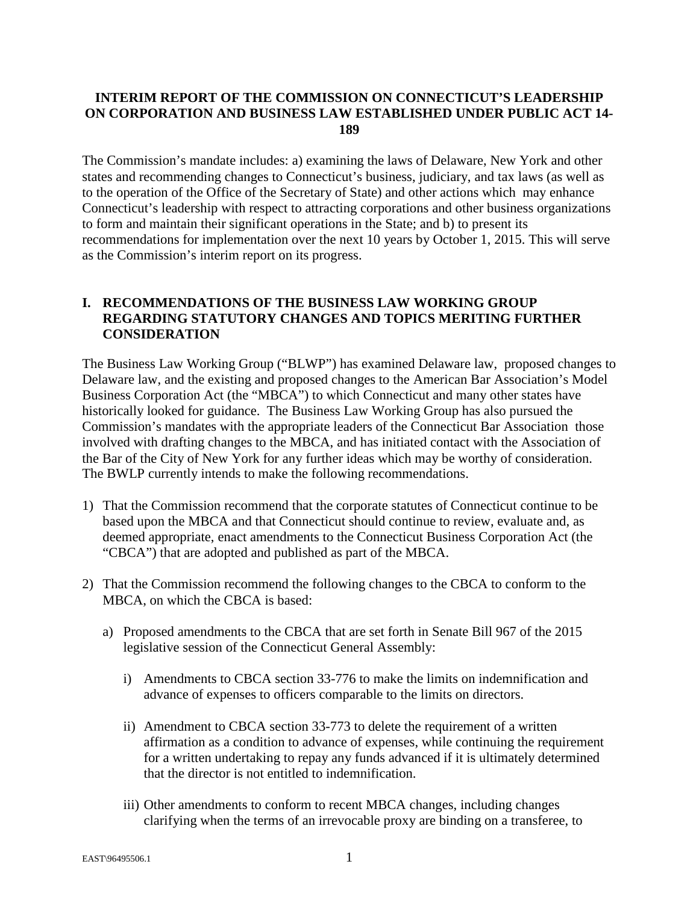**INTERIM REPORT OF THE COMMISSION ON CONNECTICUT'S LEADERSHIP ON CORPORATION AND BUSINESS LAW ESTABLISHED UNDER PUBLIC ACT 14-189**

The Commission's mandate includes: a) examining the laws of Delaware, New York and other states and recommending changes to Connecticut's business, judiciary, and tax laws (as well as to the operation of the Office of the Secretary of State) and other actions which may enhance Connecticut's leadership with respect to attracting corporations and other business organizations to form and maintain their significant operations in the State; and b) to present its recommendations for implementation over the next 10 years by October 1, 2015. This will serve as the Commission's interim report on its progress.

## I. RECOMMENDATIONS OF THE BUSINESS LAW WORKING GROUP REGARDING STATUTORY CHANGES AND TOPICS MERITING FURTHER CONSIDERATION

The Business Law Working Group ("BLWP") has examined Delaware law, proposed changes to Delaware law, and the existing and proposed changes to the American Bar Association's Model Business Corporation Act (the "MBCA") to which Connecticut and many other states have historically looked for guidance. The Business Law Working Group has also pursued the Commission's mandates with the appropriate leaders of the Connecticut Bar Association those involved with drafting changes to the MBCA, and has initiated contact with the Association of the Bar of the City of New York for any further ideas which may be worthy of consideration. The BWLP currently intends to make the following recommendations.

1) That the Commission recommend that the corporate statutes of Connecticut continue to be based upon the MBCA and that Connecticut should continue to review, evaluate and, as deemed appropriate, enact amendments to the Connecticut Business Corporation Act (the "CBCA") that are adopted and published as part of the MBCA.

2) That the Commission recommend the following changes to the CBCA to conform to the MBCA, on which the CBCA is based:

   a) Proposed amendments to the CBCA that are set forth in Senate Bill 967 of the 2015 legislative session of the Connecticut General Assembly:

      i) Amendments to CBCA section 33-776 to make the limits on indemnification and advance of expenses to officers comparable to the limits on directors.

      ii) Amendment to CBCA section 33-773 to delete the requirement of a written affirmation as a condition to advance of expenses, while continuing the requirement for a written undertaking to repay any funds advanced if it is ultimately determined that the director is not entitled to indemnification.

      iii) Other amendments to conform to recent MBCA changes, including changes clarifying when the terms of an irrevocable proxy are binding on a transferee, to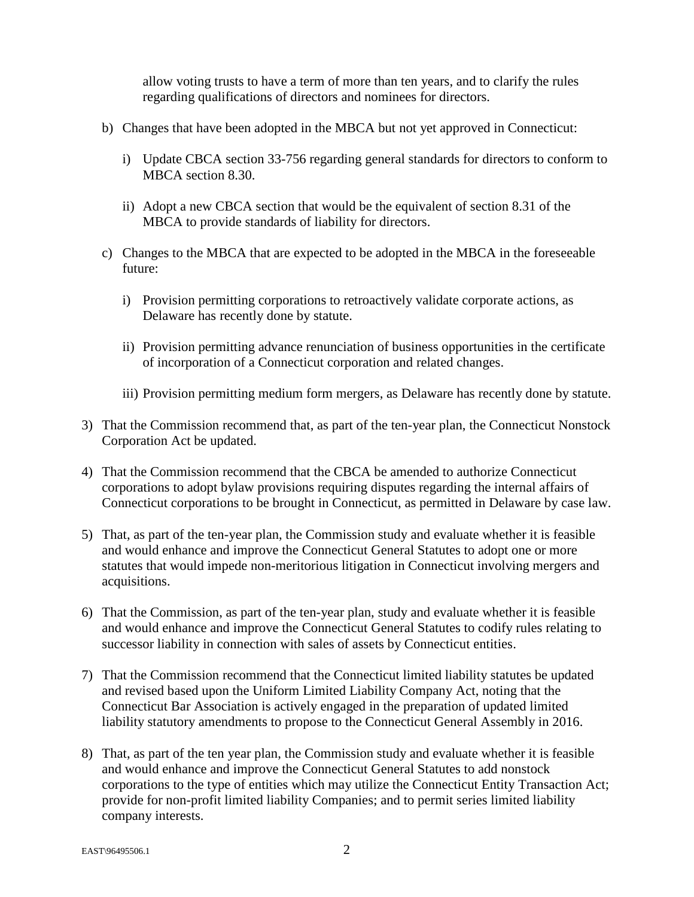allow voting trusts to have a term of more than ten years, and to clarify the rules regarding qualifications of directors and nominees for directors.

b) Changes that have been adopted in the MBCA but not yet approved in Connecticut:

   i) Update CBCA section 33-756 regarding general standards for directors to conform to MBCA section 8.30.

   ii) Adopt a new CBCA section that would be the equivalent of section 8.31 of the MBCA to provide standards of liability for directors.

c) Changes to the MBCA that are expected to be adopted in the MBCA in the foreseeable future:

   i) Provision permitting corporations to retroactively validate corporate actions, as Delaware has recently done by statute.

   ii) Provision permitting advance renunciation of business opportunities in the certificate of incorporation of a Connecticut corporation and related changes.

   iii) Provision permitting medium form mergers, as Delaware has recently done by statute.

3) That the Commission recommend that, as part of the ten-year plan, the Connecticut Nonstock Corporation Act be updated.

4) That the Commission recommend that the CBCA be amended to authorize Connecticut corporations to adopt bylaw provisions requiring disputes regarding the internal affairs of Connecticut corporations to be brought in Connecticut, as permitted in Delaware by case law.

5) That, as part of the ten-year plan, the Commission study and evaluate whether it is feasible and would enhance and improve the Connecticut General Statutes to adopt one or more statutes that would impede non-meritorious litigation in Connecticut involving mergers and acquisitions.

6) That the Commission, as part of the ten-year plan, study and evaluate whether it is feasible and would enhance and improve the Connecticut General Statutes to codify rules relating to successor liability in connection with sales of assets by Connecticut entities.

7) That the Commission recommend that the Connecticut limited liability statutes be updated and revised based upon the Uniform Limited Liability Company Act, noting that the Connecticut Bar Association is actively engaged in the preparation of updated limited liability statutory amendments to propose to the Connecticut General Assembly in 2016.

8) That, as part of the ten year plan, the Commission study and evaluate whether it is feasible and would enhance and improve the Connecticut General Statutes to add nonstock corporations to the type of entities which may utilize the Connecticut Entity Transaction Act; provide for non-profit limited liability Companies; and to permit series limited liability company interests.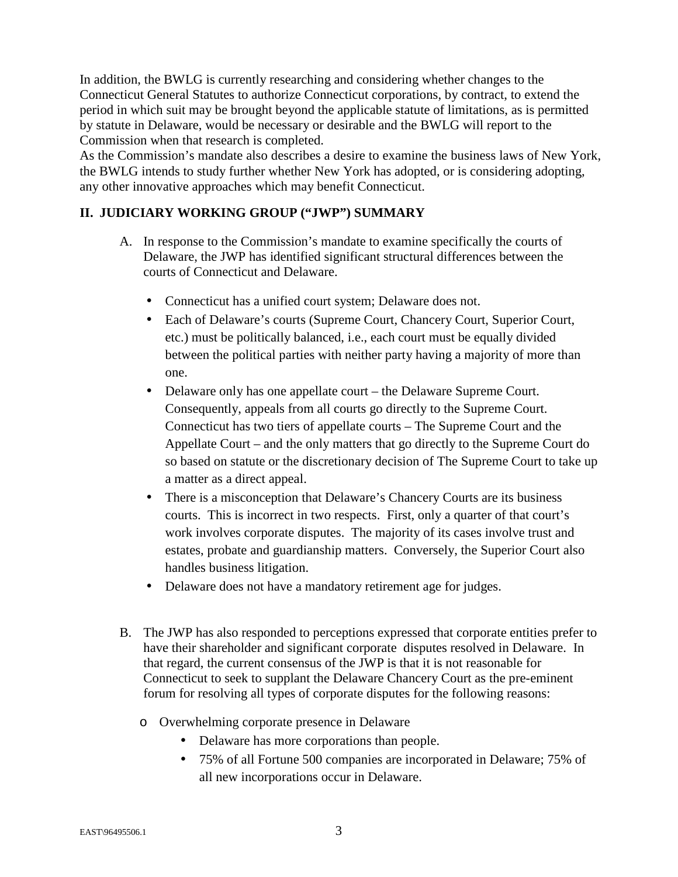In addition, the BWLG is currently researching and considering whether changes to the Connecticut General Statutes to authorize Connecticut corporations, by contract, to extend the period in which suit may be brought beyond the applicable statute of limitations, as is permitted by statute in Delaware, would be necessary or desirable and the BWLG will report to the Commission when that research is completed.

As the Commission's mandate also describes a desire to examine the business laws of New York, the BWLG intends to study further whether New York has adopted, or is considering adopting, any other innovative approaches which may benefit Connecticut.

## II. JUDICIARY WORKING GROUP ("JWP") SUMMARY

A. In response to the Commission's mandate to examine specifically the courts of Delaware, the JWP has identified significant structural differences between the courts of Connecticut and Delaware.

- Connecticut has a unified court system; Delaware does not.
- Each of Delaware's courts (Supreme Court, Chancery Court, Superior Court, etc.) must be politically balanced, i.e., each court must be equally divided between the political parties with neither party having a majority of more than one.
- Delaware only has one appellate court – the Delaware Supreme Court. Consequently, appeals from all courts go directly to the Supreme Court. Connecticut has two tiers of appellate courts – The Supreme Court and the Appellate Court – and the only matters that go directly to the Supreme Court do so based on statute or the discretionary decision of The Supreme Court to take up a matter as a direct appeal.
- There is a misconception that Delaware's Chancery Courts are its business courts. This is incorrect in two respects. First, only a quarter of that court's work involves corporate disputes. The majority of its cases involve trust and estates, probate and guardianship matters. Conversely, the Superior Court also handles business litigation.
- Delaware does not have a mandatory retirement age for judges.

B. The JWP has also responded to perceptions expressed that corporate entities prefer to have their shareholder and significant corporate disputes resolved in Delaware. In that regard, the current consensus of the JWP is that it is not reasonable for Connecticut to seek to supplant the Delaware Chancery Court as the pre-eminent forum for resolving all types of corporate disputes for the following reasons:

- Overwhelming corporate presence in Delaware
  - Delaware has more corporations than people.
  - 75% of all Fortune 500 companies are incorporated in Delaware; 75% of all new incorporations occur in Delaware.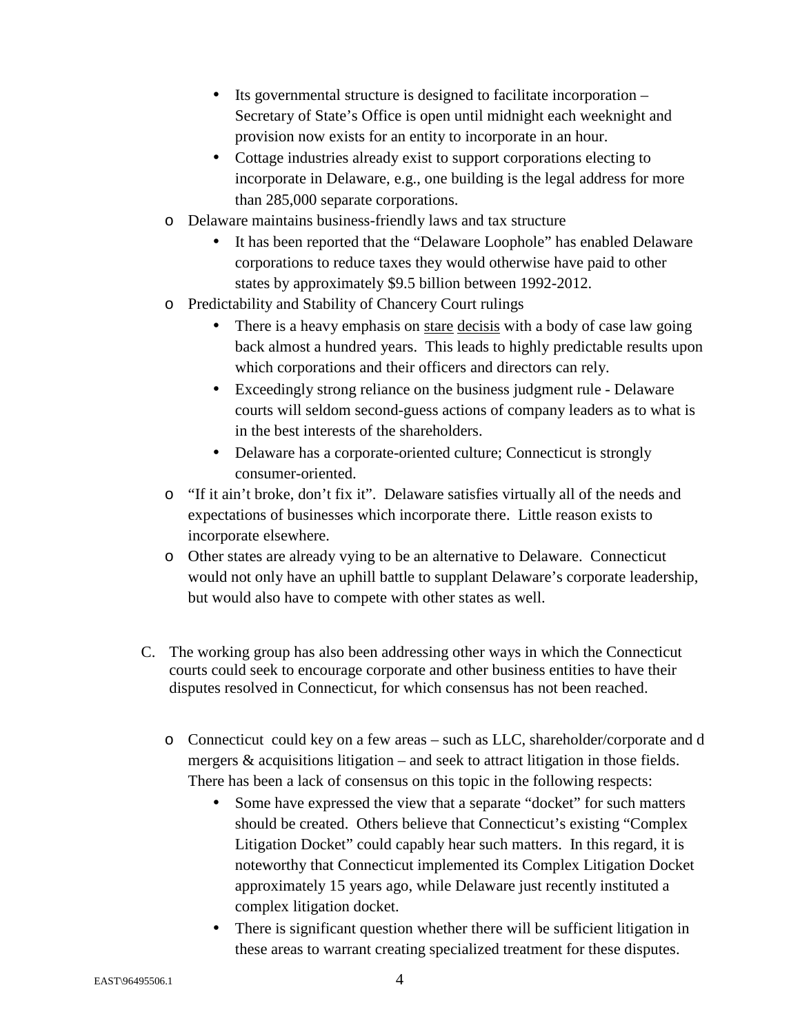- Its governmental structure is designed to facilitate incorporation – Secretary of State's Office is open until midnight each weeknight and provision now exists for an entity to incorporate in an hour.
        - Cottage industries already exist to support corporations electing to incorporate in Delaware, e.g., one building is the legal address for more than 285,000 separate corporations.
    - Delaware maintains business-friendly laws and tax structure
        - It has been reported that the "Delaware Loophole" has enabled Delaware corporations to reduce taxes they would otherwise have paid to other states by approximately $9.5 billion between 1992-2012.
    - Predictability and Stability of Chancery Court rulings
        - There is a heavy emphasis on <u>stare</u> <u>decisis</u> with a body of case law going back almost a hundred years. This leads to highly predictable results upon which corporations and their officers and directors can rely.
        - Exceedingly strong reliance on the business judgment rule - Delaware courts will seldom second-guess actions of company leaders as to what is in the best interests of the shareholders.
        - Delaware has a corporate-oriented culture; Connecticut is strongly consumer-oriented.
    - "If it ain't broke, don't fix it". Delaware satisfies virtually all of the needs and expectations of businesses which incorporate there. Little reason exists to incorporate elsewhere.
    - Other states are already vying to be an alternative to Delaware. Connecticut would not only have an uphill battle to supplant Delaware's corporate leadership, but would also have to compete with other states as well.

C. The working group has also been addressing other ways in which the Connecticut courts could seek to encourage corporate and other business entities to have their disputes resolved in Connecticut, for which consensus has not been reached.

    - Connecticut could key on a few areas – such as LLC, shareholder/corporate and d mergers & acquisitions litigation – and seek to attract litigation in those fields. There has been a lack of consensus on this topic in the following respects:
        - Some have expressed the view that a separate "docket" for such matters should be created. Others believe that Connecticut's existing "Complex Litigation Docket" could capably hear such matters. In this regard, it is noteworthy that Connecticut implemented its Complex Litigation Docket approximately 15 years ago, while Delaware just recently instituted a complex litigation docket.
        - There is significant question whether there will be sufficient litigation in these areas to warrant creating specialized treatment for these disputes.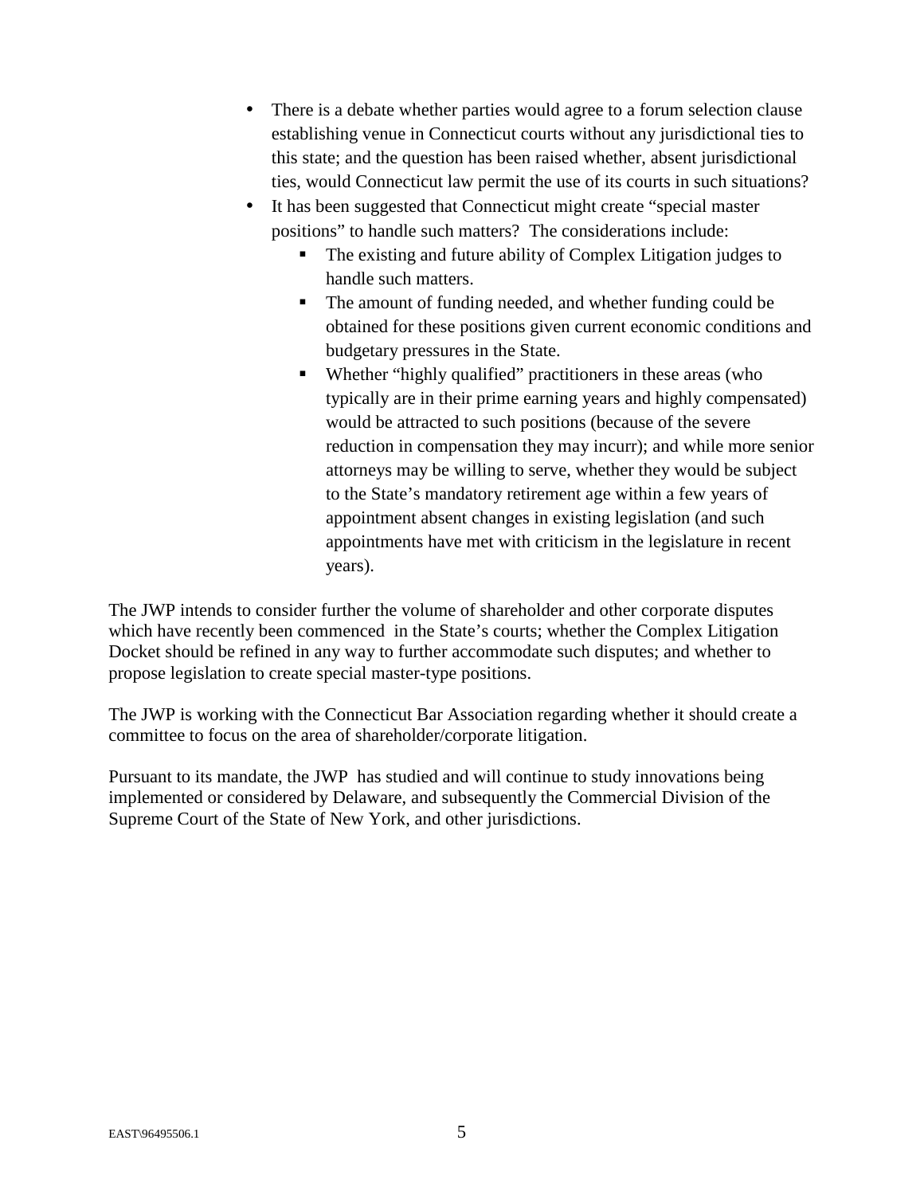- There is a debate whether parties would agree to a forum selection clause establishing venue in Connecticut courts without any jurisdictional ties to this state; and the question has been raised whether, absent jurisdictional ties, would Connecticut law permit the use of its courts in such situations?
- It has been suggested that Connecticut might create "special master positions" to handle such matters? The considerations include:
    - The existing and future ability of Complex Litigation judges to handle such matters.
    - The amount of funding needed, and whether funding could be obtained for these positions given current economic conditions and budgetary pressures in the State.
    - Whether "highly qualified" practitioners in these areas (who typically are in their prime earning years and highly compensated) would be attracted to such positions (because of the severe reduction in compensation they may incurr); and while more senior attorneys may be willing to serve, whether they would be subject to the State's mandatory retirement age within a few years of appointment absent changes in existing legislation (and such appointments have met with criticism in the legislature in recent years).

The JWP intends to consider further the volume of shareholder and other corporate disputes which have recently been commenced in the State's courts; whether the Complex Litigation Docket should be refined in any way to further accommodate such disputes; and whether to propose legislation to create special master-type positions.

The JWP is working with the Connecticut Bar Association regarding whether it should create a committee to focus on the area of shareholder/corporate litigation.

Pursuant to its mandate, the JWP has studied and will continue to study innovations being implemented or considered by Delaware, and subsequently the Commercial Division of the Supreme Court of the State of New York, and other jurisdictions.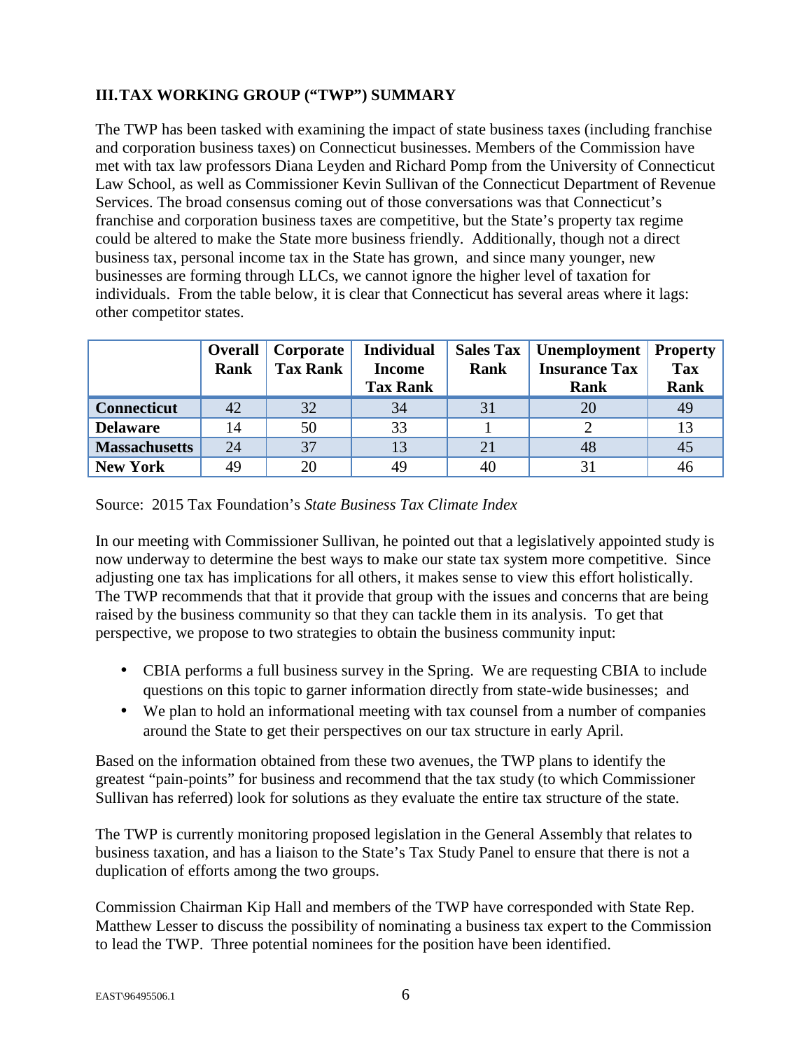## III. TAX WORKING GROUP ("TWP") SUMMARY

The TWP has been tasked with examining the impact of state business taxes (including franchise and corporation business taxes) on Connecticut businesses. Members of the Commission have met with tax law professors Diana Leyden and Richard Pomp from the University of Connecticut Law School, as well as Commissioner Kevin Sullivan of the Connecticut Department of Revenue Services. The broad consensus coming out of those conversations was that Connecticut's franchise and corporation business taxes are competitive, but the State's property tax regime could be altered to make the State more business friendly. Additionally, though not a direct business tax, personal income tax in the State has grown, and since many younger, new businesses are forming through LLCs, we cannot ignore the higher level of taxation for individuals. From the table below, it is clear that Connecticut has several areas where it lags: other competitor states.

| | Overall Rank | Corporate Tax Rank | Individual Income Tax Rank | Sales Tax Rank | Unemployment Insurance Tax Rank | Property Tax Rank |
|---|---|---|---|---|---|---|
| **Connecticut** | 42 | 32 | 34 | 31 | 20 | 49 |
| **Delaware** | 14 | 50 | 33 | 1 | 2 | 13 |
| **Massachusetts** | 24 | 37 | 13 | 21 | 48 | 45 |
| **New York** | 49 | 20 | 49 | 40 | 31 | 46 |

Source: 2015 Tax Foundation's *State Business Tax Climate Index*

In our meeting with Commissioner Sullivan, he pointed out that a legislatively appointed study is now underway to determine the best ways to make our state tax system more competitive. Since adjusting one tax has implications for all others, it makes sense to view this effort holistically. The TWP recommends that that it provide that group with the issues and concerns that are being raised by the business community so that they can tackle them in its analysis. To get that perspective, we propose to two strategies to obtain the business community input:

- CBIA performs a full business survey in the Spring. We are requesting CBIA to include questions on this topic to garner information directly from state-wide businesses; and
- We plan to hold an informational meeting with tax counsel from a number of companies around the State to get their perspectives on our tax structure in early April.

Based on the information obtained from these two avenues, the TWP plans to identify the greatest "pain-points" for business and recommend that the tax study (to which Commissioner Sullivan has referred) look for solutions as they evaluate the entire tax structure of the state.

The TWP is currently monitoring proposed legislation in the General Assembly that relates to business taxation, and has a liaison to the State's Tax Study Panel to ensure that there is not a duplication of efforts among the two groups.

Commission Chairman Kip Hall and members of the TWP have corresponded with State Rep. Matthew Lesser to discuss the possibility of nominating a business tax expert to the Commission to lead the TWP. Three potential nominees for the position have been identified.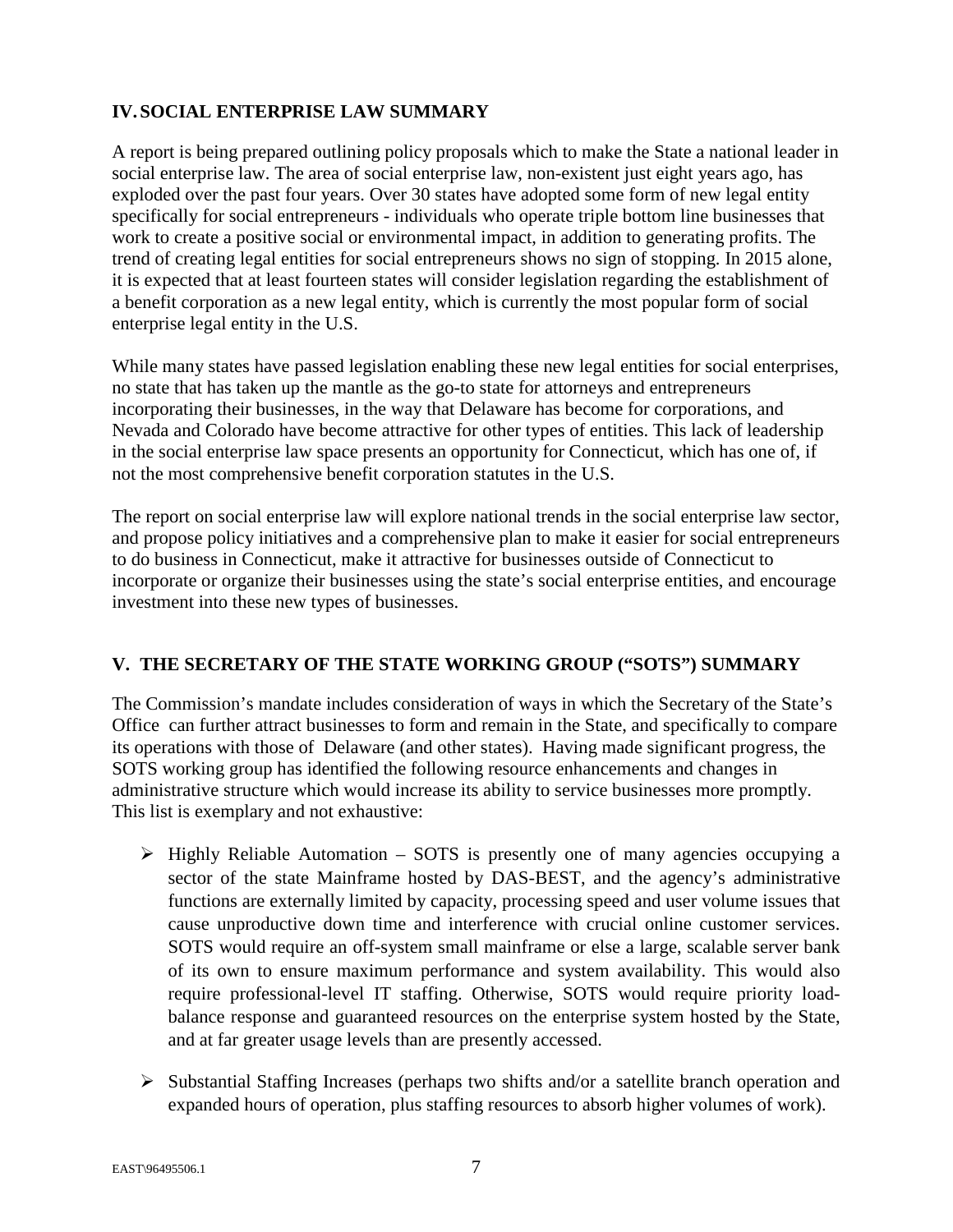## IV. SOCIAL ENTERPRISE LAW SUMMARY

A report is being prepared outlining policy proposals which to make the State a national leader in social enterprise law. The area of social enterprise law, non-existent just eight years ago, has exploded over the past four years. Over 30 states have adopted some form of new legal entity specifically for social entrepreneurs - individuals who operate triple bottom line businesses that work to create a positive social or environmental impact, in addition to generating profits. The trend of creating legal entities for social entrepreneurs shows no sign of stopping. In 2015 alone, it is expected that at least fourteen states will consider legislation regarding the establishment of a benefit corporation as a new legal entity, which is currently the most popular form of social enterprise legal entity in the U.S.

While many states have passed legislation enabling these new legal entities for social enterprises, no state that has taken up the mantle as the go-to state for attorneys and entrepreneurs incorporating their businesses, in the way that Delaware has become for corporations, and Nevada and Colorado have become attractive for other types of entities. This lack of leadership in the social enterprise law space presents an opportunity for Connecticut, which has one of, if not the most comprehensive benefit corporation statutes in the U.S.

The report on social enterprise law will explore national trends in the social enterprise law sector, and propose policy initiatives and a comprehensive plan to make it easier for social entrepreneurs to do business in Connecticut, make it attractive for businesses outside of Connecticut to incorporate or organize their businesses using the state's social enterprise entities, and encourage investment into these new types of businesses.

## V. THE SECRETARY OF THE STATE WORKING GROUP ("SOTS") SUMMARY

The Commission's mandate includes consideration of ways in which the Secretary of the State's Office can further attract businesses to form and remain in the State, and specifically to compare its operations with those of Delaware (and other states). Having made significant progress, the SOTS working group has identified the following resource enhancements and changes in administrative structure which would increase its ability to service businesses more promptly. This list is exemplary and not exhaustive:

- Highly Reliable Automation – SOTS is presently one of many agencies occupying a sector of the state Mainframe hosted by DAS-BEST, and the agency's administrative functions are externally limited by capacity, processing speed and user volume issues that cause unproductive down time and interference with crucial online customer services. SOTS would require an off-system small mainframe or else a large, scalable server bank of its own to ensure maximum performance and system availability. This would also require professional-level IT staffing. Otherwise, SOTS would require priority load-balance response and guaranteed resources on the enterprise system hosted by the State, and at far greater usage levels than are presently accessed.
- Substantial Staffing Increases (perhaps two shifts and/or a satellite branch operation and expanded hours of operation, plus staffing resources to absorb higher volumes of work).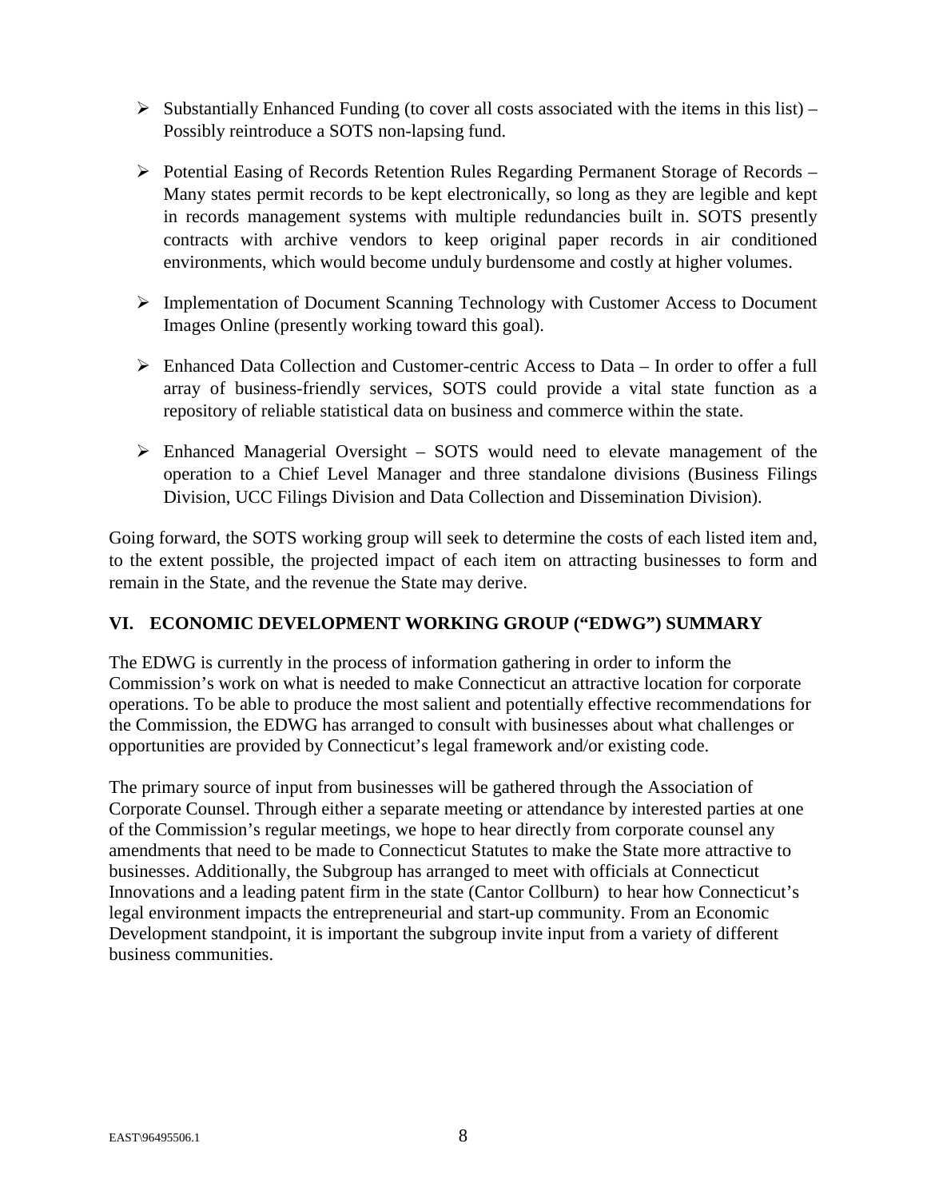- Substantially Enhanced Funding (to cover all costs associated with the items in this list) – Possibly reintroduce a SOTS non-lapsing fund.

- Potential Easing of Records Retention Rules Regarding Permanent Storage of Records – Many states permit records to be kept electronically, so long as they are legible and kept in records management systems with multiple redundancies built in. SOTS presently contracts with archive vendors to keep original paper records in air conditioned environments, which would become unduly burdensome and costly at higher volumes.

- Implementation of Document Scanning Technology with Customer Access to Document Images Online (presently working toward this goal).

- Enhanced Data Collection and Customer-centric Access to Data – In order to offer a full array of business-friendly services, SOTS could provide a vital state function as a repository of reliable statistical data on business and commerce within the state.

- Enhanced Managerial Oversight – SOTS would need to elevate management of the operation to a Chief Level Manager and three standalone divisions (Business Filings Division, UCC Filings Division and Data Collection and Dissemination Division).

Going forward, the SOTS working group will seek to determine the costs of each listed item and, to the extent possible, the projected impact of each item on attracting businesses to form and remain in the State, and the revenue the State may derive.

## VI. ECONOMIC DEVELOPMENT WORKING GROUP ("EDWG") SUMMARY

The EDWG is currently in the process of information gathering in order to inform the Commission's work on what is needed to make Connecticut an attractive location for corporate operations. To be able to produce the most salient and potentially effective recommendations for the Commission, the EDWG has arranged to consult with businesses about what challenges or opportunities are provided by Connecticut's legal framework and/or existing code.

The primary source of input from businesses will be gathered through the Association of Corporate Counsel. Through either a separate meeting or attendance by interested parties at one of the Commission's regular meetings, we hope to hear directly from corporate counsel any amendments that need to be made to Connecticut Statutes to make the State more attractive to businesses. Additionally, the Subgroup has arranged to meet with officials at Connecticut Innovations and a leading patent firm in the state (Cantor Collburn) to hear how Connecticut's legal environment impacts the entrepreneurial and start-up community. From an Economic Development standpoint, it is important the subgroup invite input from a variety of different business communities.